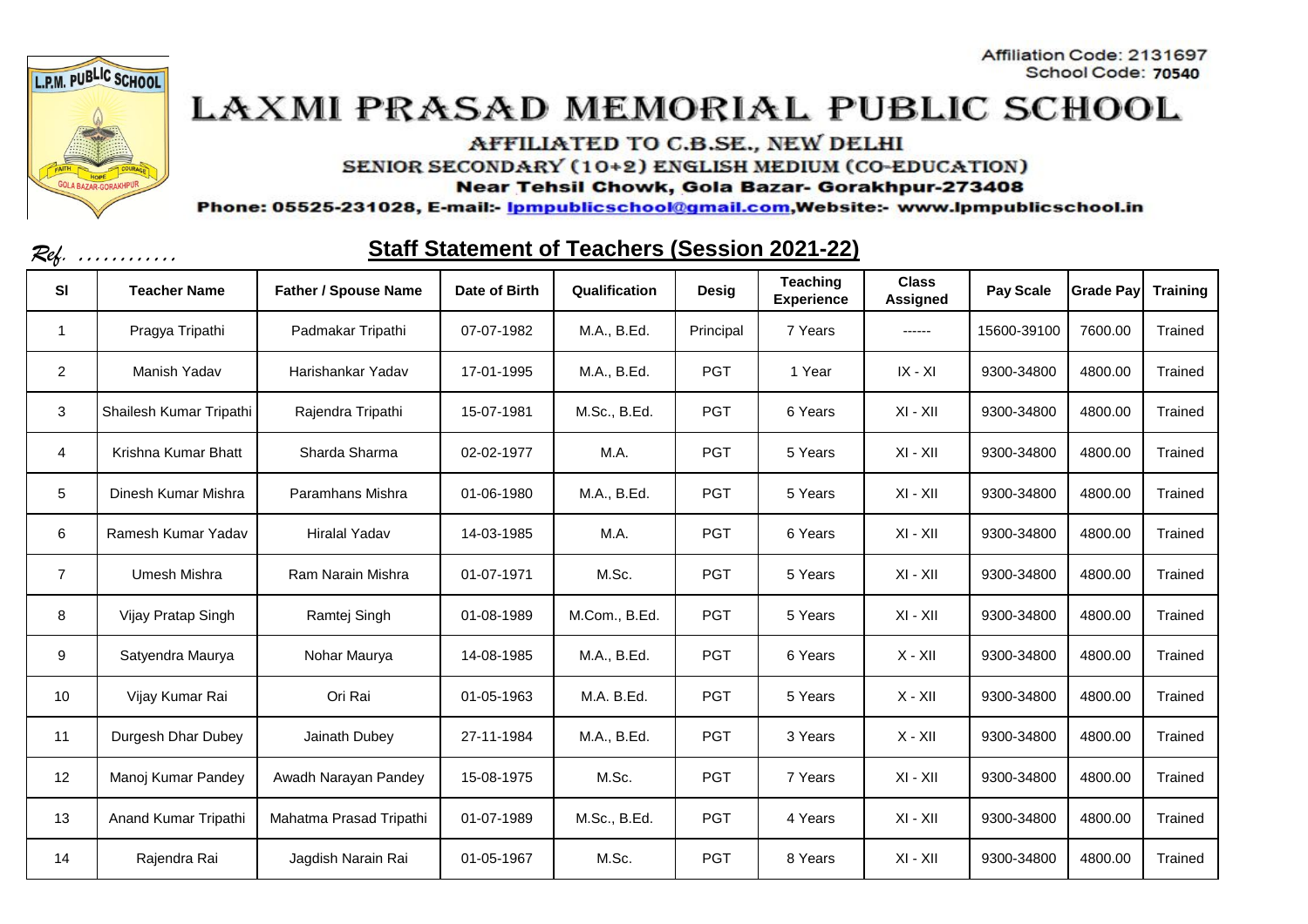Affiliation Code: 2131697
School Code: 70540

# LAXMI PRASAD MEMORIAL PUBLIC SCHOOL

AFFILIATED TO C.B.SE., NEW DELHI

SENIOR SECONDARY (10+2) ENGLISH MEDIUM (CO-EDUCATION)

**Near Tehsil Chowk, Gola Bazar- Gorakhpur-273408**

**Phone: 05525-231028, E-mail:- lpmpublicschool@gmail.com, Website:- www.lpmpublicschool.in**

*Ref. ............*

## Staff Statement of Teachers (Session 2021-22)

| Sl | Teacher Name | Father / Spouse Name | Date of Birth | Qualification | Desig | Teaching Experience | Class Assigned | Pay Scale | Grade Pay | Training |
|---|---|---|---|---|---|---|---|---|---|---|
| 1 | Pragya Tripathi | Padmakar Tripathi | 07-07-1982 | M.A., B.Ed. | Principal | 7 Years | ------ | 15600-39100 | 7600.00 | Trained |
| 2 | Manish Yadav | Harishankar Yadav | 17-01-1995 | M.A., B.Ed. | PGT | 1 Year | IX - XI | 9300-34800 | 4800.00 | Trained |
| 3 | Shailesh Kumar Tripathi | Rajendra Tripathi | 15-07-1981 | M.Sc., B.Ed. | PGT | 6 Years | XI - XII | 9300-34800 | 4800.00 | Trained |
| 4 | Krishna Kumar Bhatt | Sharda Sharma | 02-02-1977 | M.A. | PGT | 5 Years | XI - XII | 9300-34800 | 4800.00 | Trained |
| 5 | Dinesh Kumar Mishra | Paramhans Mishra | 01-06-1980 | M.A., B.Ed. | PGT | 5 Years | XI - XII | 9300-34800 | 4800.00 | Trained |
| 6 | Ramesh Kumar Yadav | Hiralal Yadav | 14-03-1985 | M.A. | PGT | 6 Years | XI - XII | 9300-34800 | 4800.00 | Trained |
| 7 | Umesh Mishra | Ram Narain Mishra | 01-07-1971 | M.Sc. | PGT | 5 Years | XI - XII | 9300-34800 | 4800.00 | Trained |
| 8 | Vijay Pratap Singh | Ramtej Singh | 01-08-1989 | M.Com., B.Ed. | PGT | 5 Years | XI - XII | 9300-34800 | 4800.00 | Trained |
| 9 | Satyendra Maurya | Nohar Maurya | 14-08-1985 | M.A., B.Ed. | PGT | 6 Years | X - XII | 9300-34800 | 4800.00 | Trained |
| 10 | Vijay Kumar Rai | Ori Rai | 01-05-1963 | M.A. B.Ed. | PGT | 5 Years | X - XII | 9300-34800 | 4800.00 | Trained |
| 11 | Durgesh Dhar Dubey | Jainath Dubey | 27-11-1984 | M.A., B.Ed. | PGT | 3 Years | X - XII | 9300-34800 | 4800.00 | Trained |
| 12 | Manoj Kumar Pandey | Awadh Narayan Pandey | 15-08-1975 | M.Sc. | PGT | 7 Years | XI - XII | 9300-34800 | 4800.00 | Trained |
| 13 | Anand Kumar Tripathi | Mahatma Prasad Tripathi | 01-07-1989 | M.Sc., B.Ed. | PGT | 4 Years | XI - XII | 9300-34800 | 4800.00 | Trained |
| 14 | Rajendra Rai | Jagdish Narain Rai | 01-05-1967 | M.Sc. | PGT | 8 Years | XI - XII | 9300-34800 | 4800.00 | Trained |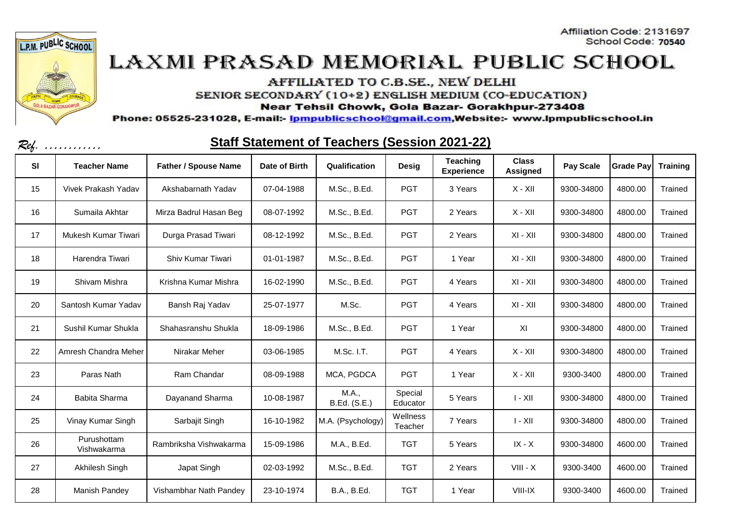Affiliation Code: 2131697
School Code: 70540

# LAXMI PRASAD MEMORIAL PUBLIC SCHOOL

AFFILIATED TO C.B.SE., NEW DELHI
SENIOR SECONDARY (10+2) ENGLISH MEDIUM (CO-EDUCATION)
Near Tehsil Chowk, Gola Bazar- Gorakhpur-273408
Phone: 05525-231028, E-mail:- lpmpublicschool@gmail.com,Website:- www.lpmpublicschool.in

Ref. ............

## Staff Statement of Teachers (Session 2021-22)

| Sl | Teacher Name | Father / Spouse Name | Date of Birth | Qualification | Desig | Teaching Experience | Class Assigned | Pay Scale | Grade Pay | Training |
|---|---|---|---|---|---|---|---|---|---|---|
| 15 | Vivek Prakash Yadav | Akshabarnath Yadav | 07-04-1988 | M.Sc., B.Ed. | PGT | 3 Years | X - XII | 9300-34800 | 4800.00 | Trained |
| 16 | Sumaila Akhtar | Mirza Badrul Hasan Beg | 08-07-1992 | M.Sc., B.Ed. | PGT | 2 Years | X - XII | 9300-34800 | 4800.00 | Trained |
| 17 | Mukesh Kumar Tiwari | Durga Prasad Tiwari | 08-12-1992 | M.Sc., B.Ed. | PGT | 2 Years | XI - XII | 9300-34800 | 4800.00 | Trained |
| 18 | Harendra Tiwari | Shiv Kumar Tiwari | 01-01-1987 | M.Sc., B.Ed. | PGT | 1 Year | XI - XII | 9300-34800 | 4800.00 | Trained |
| 19 | Shivam Mishra | Krishna Kumar Mishra | 16-02-1990 | M.Sc., B.Ed. | PGT | 4 Years | XI - XII | 9300-34800 | 4800.00 | Trained |
| 20 | Santosh Kumar Yadav | Bansh Raj Yadav | 25-07-1977 | M.Sc. | PGT | 4 Years | XI - XII | 9300-34800 | 4800.00 | Trained |
| 21 | Sushil Kumar Shukla | Shahasranshu Shukla | 18-09-1986 | M.Sc., B.Ed. | PGT | 1 Year | XI | 9300-34800 | 4800.00 | Trained |
| 22 | Amresh Chandra Meher | Nirakar Meher | 03-06-1985 | M.Sc. I.T. | PGT | 4 Years | X - XII | 9300-34800 | 4800.00 | Trained |
| 23 | Paras Nath | Ram Chandar | 08-09-1988 | MCA, PGDCA | PGT | 1 Year | X - XII | 9300-3400 | 4800.00 | Trained |
| 24 | Babita Sharma | Dayanand Sharma | 10-08-1987 | M.A., B.Ed. (S.E.) | Special Educator | 5 Years | I - XII | 9300-34800 | 4800.00 | Trained |
| 25 | Vinay Kumar Singh | Sarbajit Singh | 16-10-1982 | M.A. (Psychology) | Wellness Teacher | 7 Years | I - XII | 9300-34800 | 4800.00 | Trained |
| 26 | Purushottam Vishwakarma | Rambriksha Vishwakarma | 15-09-1986 | M.A., B.Ed. | TGT | 5 Years | IX - X | 9300-34800 | 4600.00 | Trained |
| 27 | Akhilesh Singh | Japat Singh | 02-03-1992 | M.Sc., B.Ed. | TGT | 2 Years | VIII - X | 9300-3400 | 4600.00 | Trained |
| 28 | Manish Pandey | Vishambhar Nath Pandey | 23-10-1974 | B.A., B.Ed. | TGT | 1 Year | VIII-IX | 9300-3400 | 4600.00 | Trained |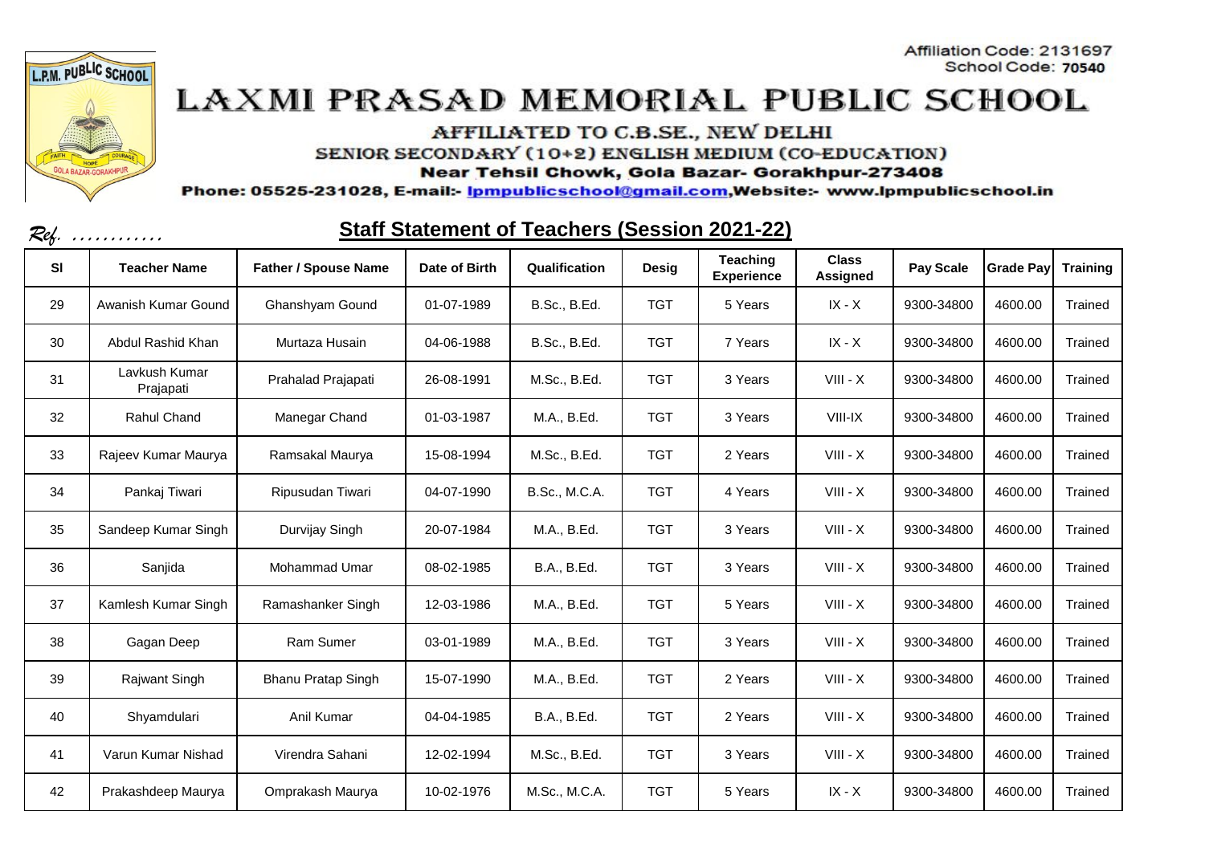Affiliation Code: 2131697
School Code: 70540

# LAXMI PRASAD MEMORIAL PUBLIC SCHOOL

AFFILIATED TO C.B.SE., NEW DELHI

SENIOR SECONDARY (10+2) ENGLISH MEDIUM (CO-EDUCATION)

**Near Tehsil Chowk, Gola Bazar- Gorakhpur-273408**

**Phone: 05525-231028, E-mail:- lpmpublicschool@gmail.com, Website:- www.lpmpublicschool.in**

*Ref. ............*

## Staff Statement of Teachers (Session 2021-22)

| Sl | Teacher Name | Father / Spouse Name | Date of Birth | Qualification | Desig | Teaching Experience | Class Assigned | Pay Scale | Grade Pay | Training |
|---|---|---|---|---|---|---|---|---|---|---|
| 29 | Awanish Kumar Gound | Ghanshyam Gound | 01-07-1989 | B.Sc., B.Ed. | TGT | 5 Years | IX - X | 9300-34800 | 4600.00 | Trained |
| 30 | Abdul Rashid Khan | Murtaza Husain | 04-06-1988 | B.Sc., B.Ed. | TGT | 7 Years | IX - X | 9300-34800 | 4600.00 | Trained |
| 31 | Lavkush Kumar Prajapati | Prahalad Prajapati | 26-08-1991 | M.Sc., B.Ed. | TGT | 3 Years | VIII - X | 9300-34800 | 4600.00 | Trained |
| 32 | Rahul Chand | Manegar Chand | 01-03-1987 | M.A., B.Ed. | TGT | 3 Years | VIII-IX | 9300-34800 | 4600.00 | Trained |
| 33 | Rajeev Kumar Maurya | Ramsakal Maurya | 15-08-1994 | M.Sc., B.Ed. | TGT | 2 Years | VIII - X | 9300-34800 | 4600.00 | Trained |
| 34 | Pankaj Tiwari | Ripusudan Tiwari | 04-07-1990 | B.Sc., M.C.A. | TGT | 4 Years | VIII - X | 9300-34800 | 4600.00 | Trained |
| 35 | Sandeep Kumar Singh | Durvijay Singh | 20-07-1984 | M.A., B.Ed. | TGT | 3 Years | VIII - X | 9300-34800 | 4600.00 | Trained |
| 36 | Sanjida | Mohammad Umar | 08-02-1985 | B.A., B.Ed. | TGT | 3 Years | VIII - X | 9300-34800 | 4600.00 | Trained |
| 37 | Kamlesh Kumar Singh | Ramashanker Singh | 12-03-1986 | M.A., B.Ed. | TGT | 5 Years | VIII - X | 9300-34800 | 4600.00 | Trained |
| 38 | Gagan Deep | Ram Sumer | 03-01-1989 | M.A., B.Ed. | TGT | 3 Years | VIII - X | 9300-34800 | 4600.00 | Trained |
| 39 | Rajwant Singh | Bhanu Pratap Singh | 15-07-1990 | M.A., B.Ed. | TGT | 2 Years | VIII - X | 9300-34800 | 4600.00 | Trained |
| 40 | Shyamdulari | Anil Kumar | 04-04-1985 | B.A., B.Ed. | TGT | 2 Years | VIII - X | 9300-34800 | 4600.00 | Trained |
| 41 | Varun Kumar Nishad | Virendra Sahani | 12-02-1994 | M.Sc., B.Ed. | TGT | 3 Years | VIII - X | 9300-34800 | 4600.00 | Trained |
| 42 | Prakashdeep Maurya | Omprakash Maurya | 10-02-1976 | M.Sc., M.C.A. | TGT | 5 Years | IX - X | 9300-34800 | 4600.00 | Trained |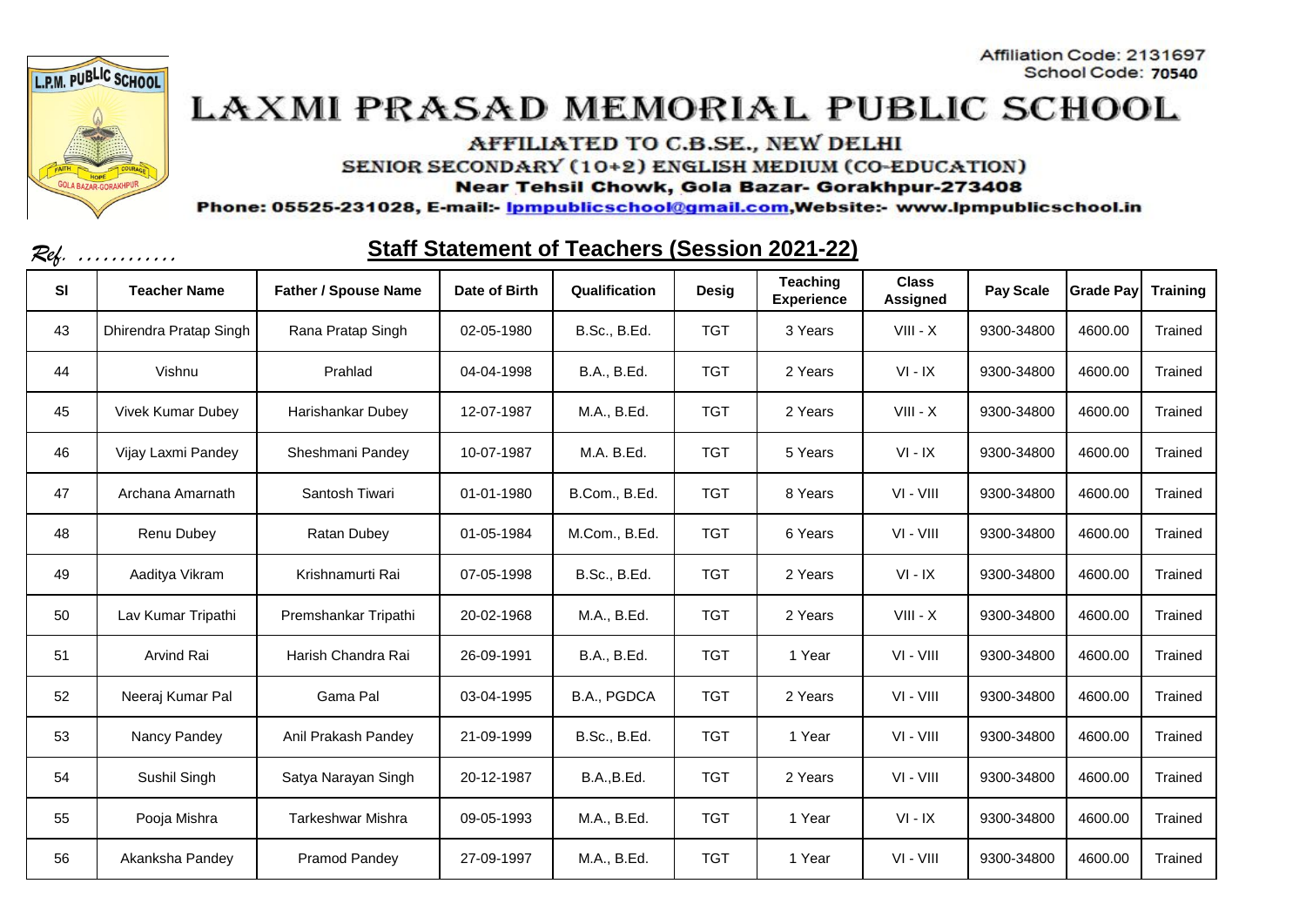Affiliation Code: 2131697
School Code: 70540

# LAXMI PRASAD MEMORIAL PUBLIC SCHOOL

AFFILIATED TO C.B.SE., NEW DELHI

SENIOR SECONDARY (10+2) ENGLISH MEDIUM (CO-EDUCATION)

Near Tehsil Chowk, Gola Bazar- Gorakhpur-273408

Phone: 05525-231028, E-mail:- lpmpublicschool@gmail.com,Website:- www.lpmpublicschool.in

Ref. ............

## Staff Statement of Teachers (Session 2021-22)

| Sl | Teacher Name | Father / Spouse Name | Date of Birth | Qualification | Desig | Teaching Experience | Class Assigned | Pay Scale | Grade Pay | Training |
|---|---|---|---|---|---|---|---|---|---|---|
| 43 | Dhirendra Pratap Singh | Rana Pratap Singh | 02-05-1980 | B.Sc., B.Ed. | TGT | 3 Years | VIII - X | 9300-34800 | 4600.00 | Trained |
| 44 | Vishnu | Prahlad | 04-04-1998 | B.A., B.Ed. | TGT | 2 Years | VI - IX | 9300-34800 | 4600.00 | Trained |
| 45 | Vivek Kumar Dubey | Harishankar Dubey | 12-07-1987 | M.A., B.Ed. | TGT | 2 Years | VIII - X | 9300-34800 | 4600.00 | Trained |
| 46 | Vijay Laxmi Pandey | Sheshmani Pandey | 10-07-1987 | M.A. B.Ed. | TGT | 5 Years | VI - IX | 9300-34800 | 4600.00 | Trained |
| 47 | Archana Amarnath | Santosh Tiwari | 01-01-1980 | B.Com., B.Ed. | TGT | 8 Years | VI - VIII | 9300-34800 | 4600.00 | Trained |
| 48 | Renu Dubey | Ratan Dubey | 01-05-1984 | M.Com., B.Ed. | TGT | 6 Years | VI - VIII | 9300-34800 | 4600.00 | Trained |
| 49 | Aaditya Vikram | Krishnamurti Rai | 07-05-1998 | B.Sc., B.Ed. | TGT | 2 Years | VI - IX | 9300-34800 | 4600.00 | Trained |
| 50 | Lav Kumar Tripathi | Premshankar Tripathi | 20-02-1968 | M.A., B.Ed. | TGT | 2 Years | VIII - X | 9300-34800 | 4600.00 | Trained |
| 51 | Arvind Rai | Harish Chandra Rai | 26-09-1991 | B.A., B.Ed. | TGT | 1 Year | VI - VIII | 9300-34800 | 4600.00 | Trained |
| 52 | Neeraj Kumar Pal | Gama Pal | 03-04-1995 | B.A., PGDCA | TGT | 2 Years | VI - VIII | 9300-34800 | 4600.00 | Trained |
| 53 | Nancy Pandey | Anil Prakash Pandey | 21-09-1999 | B.Sc., B.Ed. | TGT | 1 Year | VI - VIII | 9300-34800 | 4600.00 | Trained |
| 54 | Sushil Singh | Satya Narayan Singh | 20-12-1987 | B.A.,B.Ed. | TGT | 2 Years | VI - VIII | 9300-34800 | 4600.00 | Trained |
| 55 | Pooja Mishra | Tarkeshwar Mishra | 09-05-1993 | M.A., B.Ed. | TGT | 1 Year | VI - IX | 9300-34800 | 4600.00 | Trained |
| 56 | Akanksha Pandey | Pramod Pandey | 27-09-1997 | M.A., B.Ed. | TGT | 1 Year | VI - VIII | 9300-34800 | 4600.00 | Trained |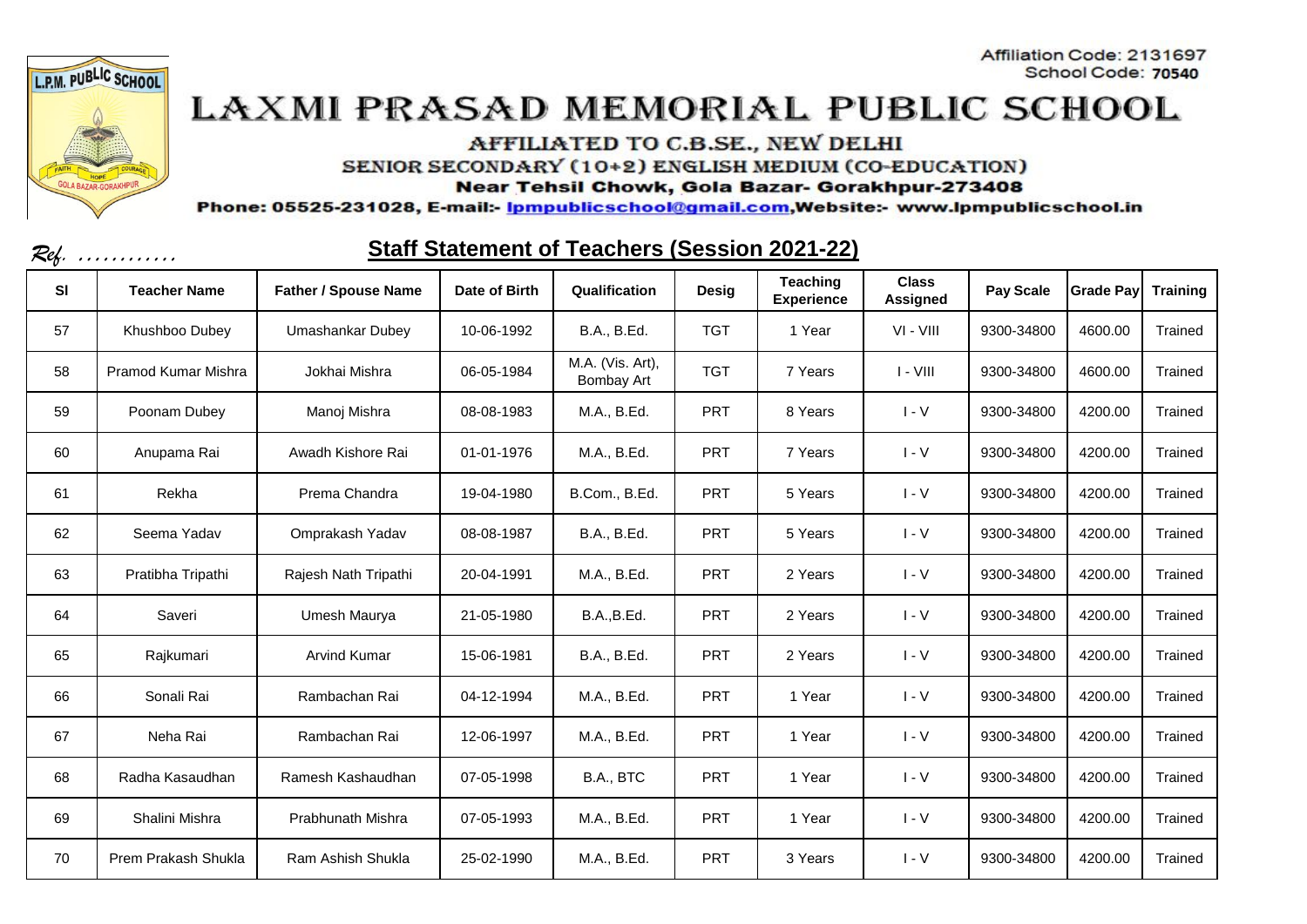Affiliation Code: 2131697
School Code: 70540

# LAXMI PRASAD MEMORIAL PUBLIC SCHOOL

AFFILIATED TO C.B.SE., NEW DELHI

SENIOR SECONDARY (10+2) ENGLISH MEDIUM (CO-EDUCATION)

Near Tehsil Chowk, Gola Bazar- Gorakhpur-273408

Phone: 05525-231028, E-mail:- lpmpublicschool@gmail.com,Website:- www.lpmpublicschool.in

*Ref. ............*

## Staff Statement of Teachers (Session 2021-22)

| Sl | Teacher Name | Father / Spouse Name | Date of Birth | Qualification | Desig | Teaching Experience | Class Assigned | Pay Scale | Grade Pay | Training |
|---|---|---|---|---|---|---|---|---|---|---|
| 57 | Khushboo Dubey | Umashankar Dubey | 10-06-1992 | B.A., B.Ed. | TGT | 1 Year | VI - VIII | 9300-34800 | 4600.00 | Trained |
| 58 | Pramod Kumar Mishra | Jokhai Mishra | 06-05-1984 | M.A. (Vis. Art), Bombay Art | TGT | 7 Years | I - VIII | 9300-34800 | 4600.00 | Trained |
| 59 | Poonam Dubey | Manoj Mishra | 08-08-1983 | M.A., B.Ed. | PRT | 8 Years | I - V | 9300-34800 | 4200.00 | Trained |
| 60 | Anupama Rai | Awadh Kishore Rai | 01-01-1976 | M.A., B.Ed. | PRT | 7 Years | I - V | 9300-34800 | 4200.00 | Trained |
| 61 | Rekha | Prema Chandra | 19-04-1980 | B.Com., B.Ed. | PRT | 5 Years | I - V | 9300-34800 | 4200.00 | Trained |
| 62 | Seema Yadav | Omprakash Yadav | 08-08-1987 | B.A., B.Ed. | PRT | 5 Years | I - V | 9300-34800 | 4200.00 | Trained |
| 63 | Pratibha Tripathi | Rajesh Nath Tripathi | 20-04-1991 | M.A., B.Ed. | PRT | 2 Years | I - V | 9300-34800 | 4200.00 | Trained |
| 64 | Saveri | Umesh Maurya | 21-05-1980 | B.A.,B.Ed. | PRT | 2 Years | I - V | 9300-34800 | 4200.00 | Trained |
| 65 | Rajkumari | Arvind Kumar | 15-06-1981 | B.A., B.Ed. | PRT | 2 Years | I - V | 9300-34800 | 4200.00 | Trained |
| 66 | Sonali Rai | Rambachan Rai | 04-12-1994 | M.A., B.Ed. | PRT | 1 Year | I - V | 9300-34800 | 4200.00 | Trained |
| 67 | Neha Rai | Rambachan Rai | 12-06-1997 | M.A., B.Ed. | PRT | 1 Year | I - V | 9300-34800 | 4200.00 | Trained |
| 68 | Radha Kasaudhan | Ramesh Kashaudhan | 07-05-1998 | B.A., BTC | PRT | 1 Year | I - V | 9300-34800 | 4200.00 | Trained |
| 69 | Shalini Mishra | Prabhunath Mishra | 07-05-1993 | M.A., B.Ed. | PRT | 1 Year | I - V | 9300-34800 | 4200.00 | Trained |
| 70 | Prem Prakash Shukla | Ram Ashish Shukla | 25-02-1990 | M.A., B.Ed. | PRT | 3 Years | I - V | 9300-34800 | 4200.00 | Trained |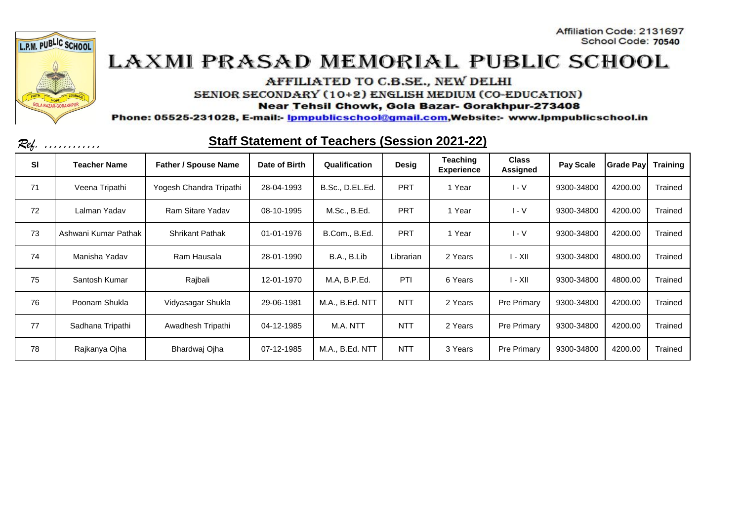Affiliation Code: 2131697
School Code: 70540

# LAXMI PRASAD MEMORIAL PUBLIC SCHOOL

AFFILIATED TO C.B.SE., NEW DELHI

SENIOR SECONDARY (10+2) ENGLISH MEDIUM (CO-EDUCATION)

Near Tehsil Chowk, Gola Bazar- Gorakhpur-273408

Phone: 05525-231028, E-mail:- lpmpublicschool@gmail.com,Website:- www.lpmpublicschool.in

Ref. ............

## Staff Statement of Teachers (Session 2021-22)

| Sl | Teacher Name | Father / Spouse Name | Date of Birth | Qualification | Desig | Teaching Experience | Class Assigned | Pay Scale | Grade Pay | Training |
|---|---|---|---|---|---|---|---|---|---|---|
| 71 | Veena Tripathi | Yogesh Chandra Tripathi | 28-04-1993 | B.Sc., D.EL.Ed. | PRT | 1 Year | I - V | 9300-34800 | 4200.00 | Trained |
| 72 | Lalman Yadav | Ram Sitare Yadav | 08-10-1995 | M.Sc., B.Ed. | PRT | 1 Year | I - V | 9300-34800 | 4200.00 | Trained |
| 73 | Ashwani Kumar Pathak | Shrikant Pathak | 01-01-1976 | B.Com., B.Ed. | PRT | 1 Year | I - V | 9300-34800 | 4200.00 | Trained |
| 74 | Manisha Yadav | Ram Hausala | 28-01-1990 | B.A., B.Lib | Librarian | 2 Years | I - XII | 9300-34800 | 4800.00 | Trained |
| 75 | Santosh Kumar | Rajbali | 12-01-1970 | M.A, B.P.Ed. | PTI | 6 Years | I - XII | 9300-34800 | 4800.00 | Trained |
| 76 | Poonam Shukla | Vidyasagar Shukla | 29-06-1981 | M.A., B.Ed. NTT | NTT | 2 Years | Pre Primary | 9300-34800 | 4200.00 | Trained |
| 77 | Sadhana Tripathi | Awadhesh Tripathi | 04-12-1985 | M.A. NTT | NTT | 2 Years | Pre Primary | 9300-34800 | 4200.00 | Trained |
| 78 | Rajkanya Ojha | Bhardwaj Ojha | 07-12-1985 | M.A., B.Ed. NTT | NTT | 3 Years | Pre Primary | 9300-34800 | 4200.00 | Trained |